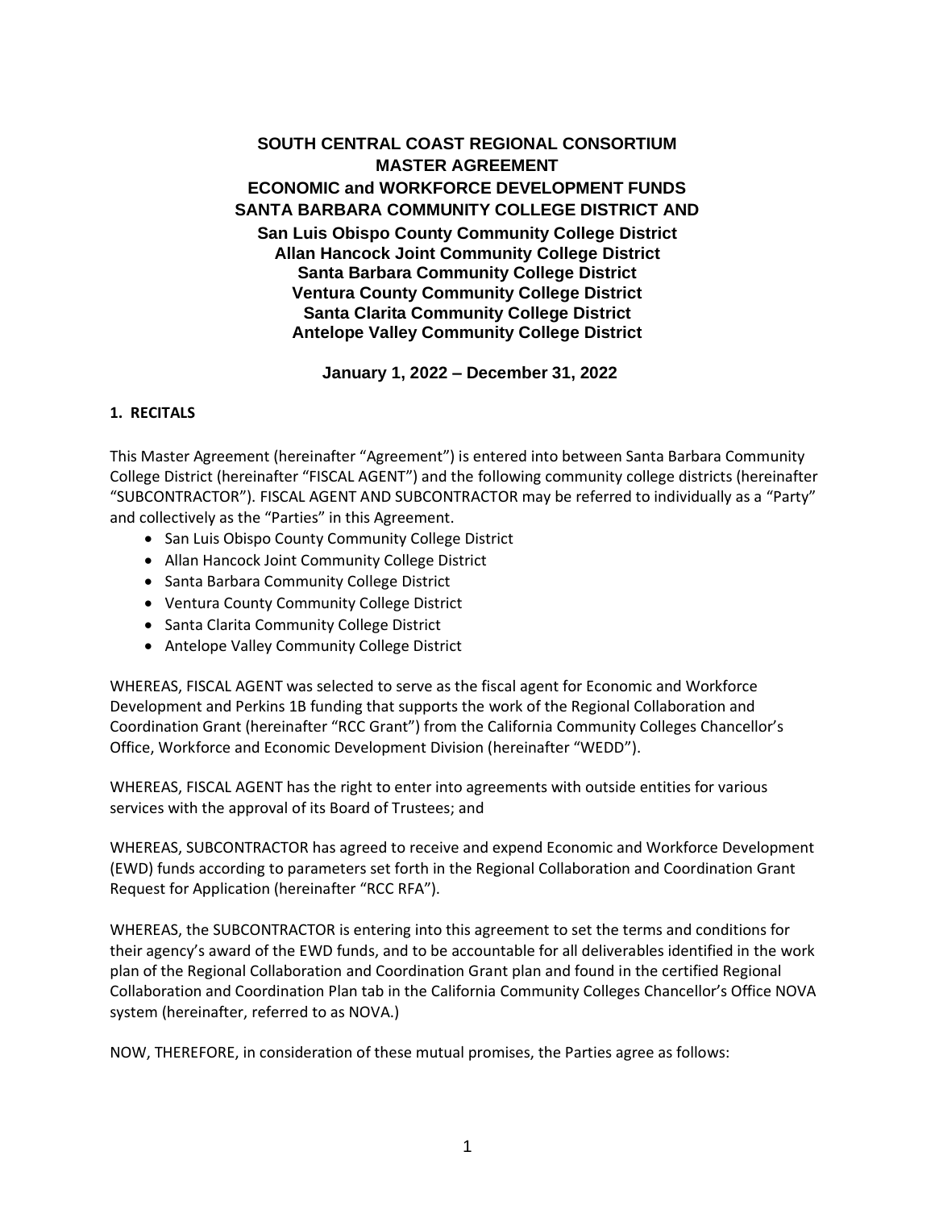# SOUTH CENTRAL COAST REGIONAL CONSORTIUM
# MASTER AGREEMENT
## ECONOMIC and WORKFORCE DEVELOPMENT FUNDS
## SANTA BARBARA COMMUNITY COLLEGE DISTRICT AND

**San Luis Obispo County Community College District**
**Allan Hancock Joint Community College District**
**Santa Barbara Community College District**
**Ventura County Community College District**
**Santa Clarita Community College District**
**Antelope Valley Community College District**

**January 1, 2022 – December 31, 2022**

### 1. RECITALS

This Master Agreement (hereinafter "Agreement") is entered into between Santa Barbara Community College District (hereinafter "FISCAL AGENT") and the following community college districts (hereinafter "SUBCONTRACTOR"). FISCAL AGENT AND SUBCONTRACTOR may be referred to individually as a "Party" and collectively as the "Parties" in this Agreement.

- San Luis Obispo County Community College District
- Allan Hancock Joint Community College District
- Santa Barbara Community College District
- Ventura County Community College District
- Santa Clarita Community College District
- Antelope Valley Community College District

WHEREAS, FISCAL AGENT was selected to serve as the fiscal agent for Economic and Workforce Development and Perkins 1B funding that supports the work of the Regional Collaboration and Coordination Grant (hereinafter "RCC Grant") from the California Community Colleges Chancellor's Office, Workforce and Economic Development Division (hereinafter "WEDD").

WHEREAS, FISCAL AGENT has the right to enter into agreements with outside entities for various services with the approval of its Board of Trustees; and

WHEREAS, SUBCONTRACTOR has agreed to receive and expend Economic and Workforce Development (EWD) funds according to parameters set forth in the Regional Collaboration and Coordination Grant Request for Application (hereinafter "RCC RFA").

WHEREAS, the SUBCONTRACTOR is entering into this agreement to set the terms and conditions for their agency's award of the EWD funds, and to be accountable for all deliverables identified in the work plan of the Regional Collaboration and Coordination Grant plan and found in the certified Regional Collaboration and Coordination Plan tab in the California Community Colleges Chancellor's Office NOVA system (hereinafter, referred to as NOVA.)

NOW, THEREFORE, in consideration of these mutual promises, the Parties agree as follows: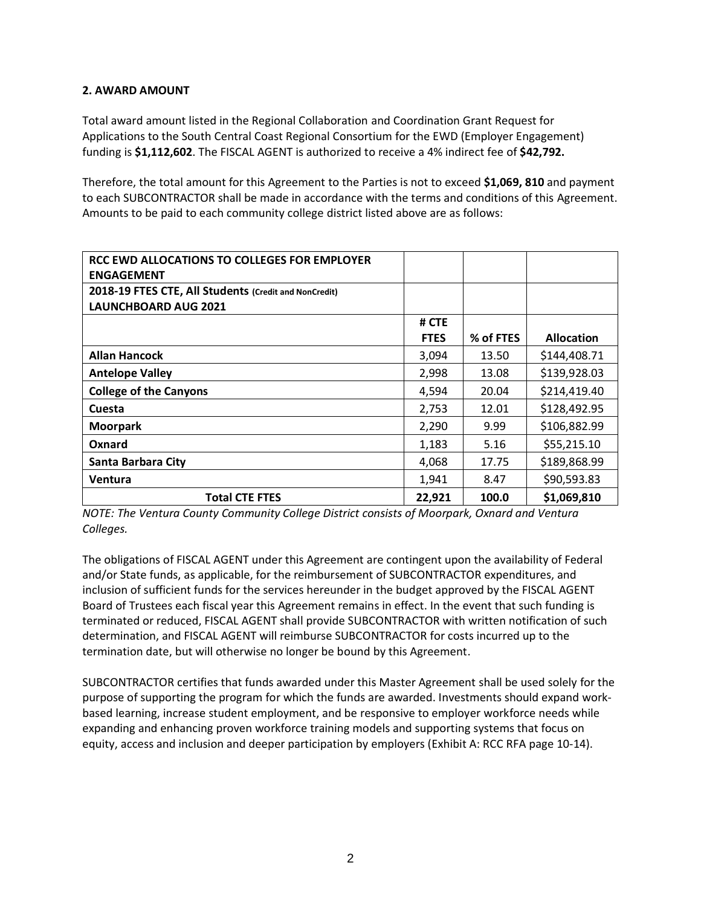**2. AWARD AMOUNT**

Total award amount listed in the Regional Collaboration and Coordination Grant Request for Applications to the South Central Coast Regional Consortium for the EWD (Employer Engagement) funding is **$1,112,602**. The FISCAL AGENT is authorized to receive a 4% indirect fee of **$42,792.**

Therefore, the total amount for this Agreement to the Parties is not to exceed **$1,069, 810** and payment to each SUBCONTRACTOR shall be made in accordance with the terms and conditions of this Agreement. Amounts to be paid to each community college district listed above are as follows:

| **RCC EWD ALLOCATIONS TO COLLEGES FOR EMPLOYER ENGAGEMENT** | | | |
|---|---|---|---|
| **2018-19 FTES CTE, All Students** (Credit and NonCredit) **LAUNCHBOARD AUG 2021** | | | |
| | **# CTE FTES** | **% of FTES** | **Allocation** |
| **Allan Hancock** | 3,094 | 13.50 | $144,408.71 |
| **Antelope Valley** | 2,998 | 13.08 | $139,928.03 |
| **College of the Canyons** | 4,594 | 20.04 | $214,419.40 |
| **Cuesta** | 2,753 | 12.01 | $128,492.95 |
| **Moorpark** | 2,290 | 9.99 | $106,882.99 |
| **Oxnard** | 1,183 | 5.16 | $55,215.10 |
| **Santa Barbara City** | 4,068 | 17.75 | $189,868.99 |
| **Ventura** | 1,941 | 8.47 | $90,593.83 |
| **Total CTE FTES** | **22,921** | **100.0** | **$1,069,810** |

*NOTE: The Ventura County Community College District consists of Moorpark, Oxnard and Ventura Colleges.*

The obligations of FISCAL AGENT under this Agreement are contingent upon the availability of Federal and/or State funds, as applicable, for the reimbursement of SUBCONTRACTOR expenditures, and inclusion of sufficient funds for the services hereunder in the budget approved by the FISCAL AGENT Board of Trustees each fiscal year this Agreement remains in effect. In the event that such funding is terminated or reduced, FISCAL AGENT shall provide SUBCONTRACTOR with written notification of such determination, and FISCAL AGENT will reimburse SUBCONTRACTOR for costs incurred up to the termination date, but will otherwise no longer be bound by this Agreement.

SUBCONTRACTOR certifies that funds awarded under this Master Agreement shall be used solely for the purpose of supporting the program for which the funds are awarded. Investments should expand work-based learning, increase student employment, and be responsive to employer workforce needs while expanding and enhancing proven workforce training models and supporting systems that focus on equity, access and inclusion and deeper participation by employers (Exhibit A: RCC RFA page 10-14).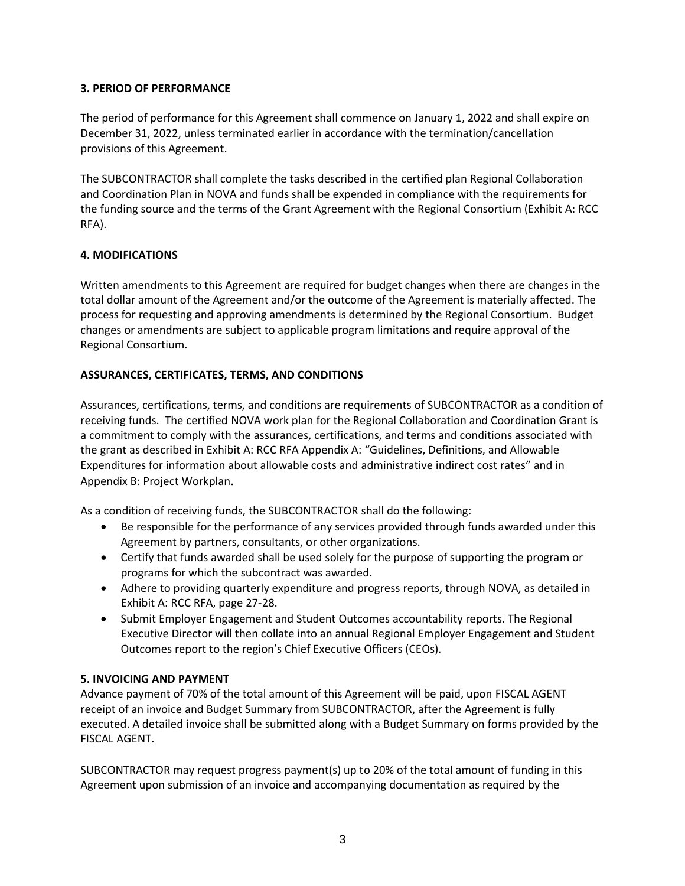## 3. PERIOD OF PERFORMANCE

The period of performance for this Agreement shall commence on January 1, 2022 and shall expire on December 31, 2022, unless terminated earlier in accordance with the termination/cancellation provisions of this Agreement.

The SUBCONTRACTOR shall complete the tasks described in the certified plan Regional Collaboration and Coordination Plan in NOVA and funds shall be expended in compliance with the requirements for the funding source and the terms of the Grant Agreement with the Regional Consortium (Exhibit A: RCC RFA).

## 4. MODIFICATIONS

Written amendments to this Agreement are required for budget changes when there are changes in the total dollar amount of the Agreement and/or the outcome of the Agreement is materially affected. The process for requesting and approving amendments is determined by the Regional Consortium. Budget changes or amendments are subject to applicable program limitations and require approval of the Regional Consortium.

## ASSURANCES, CERTIFICATES, TERMS, AND CONDITIONS

Assurances, certifications, terms, and conditions are requirements of SUBCONTRACTOR as a condition of receiving funds. The certified NOVA work plan for the Regional Collaboration and Coordination Grant is a commitment to comply with the assurances, certifications, and terms and conditions associated with the grant as described in Exhibit A: RCC RFA Appendix A: "Guidelines, Definitions, and Allowable Expenditures for information about allowable costs and administrative indirect cost rates" and in Appendix B: Project Workplan.

As a condition of receiving funds, the SUBCONTRACTOR shall do the following:

- Be responsible for the performance of any services provided through funds awarded under this Agreement by partners, consultants, or other organizations.
- Certify that funds awarded shall be used solely for the purpose of supporting the program or programs for which the subcontract was awarded.
- Adhere to providing quarterly expenditure and progress reports, through NOVA, as detailed in Exhibit A: RCC RFA, page 27-28.
- Submit Employer Engagement and Student Outcomes accountability reports. The Regional Executive Director will then collate into an annual Regional Employer Engagement and Student Outcomes report to the region's Chief Executive Officers (CEOs).

## 5. INVOICING AND PAYMENT

Advance payment of 70% of the total amount of this Agreement will be paid, upon FISCAL AGENT receipt of an invoice and Budget Summary from SUBCONTRACTOR, after the Agreement is fully executed. A detailed invoice shall be submitted along with a Budget Summary on forms provided by the FISCAL AGENT.

SUBCONTRACTOR may request progress payment(s) up to 20% of the total amount of funding in this Agreement upon submission of an invoice and accompanying documentation as required by the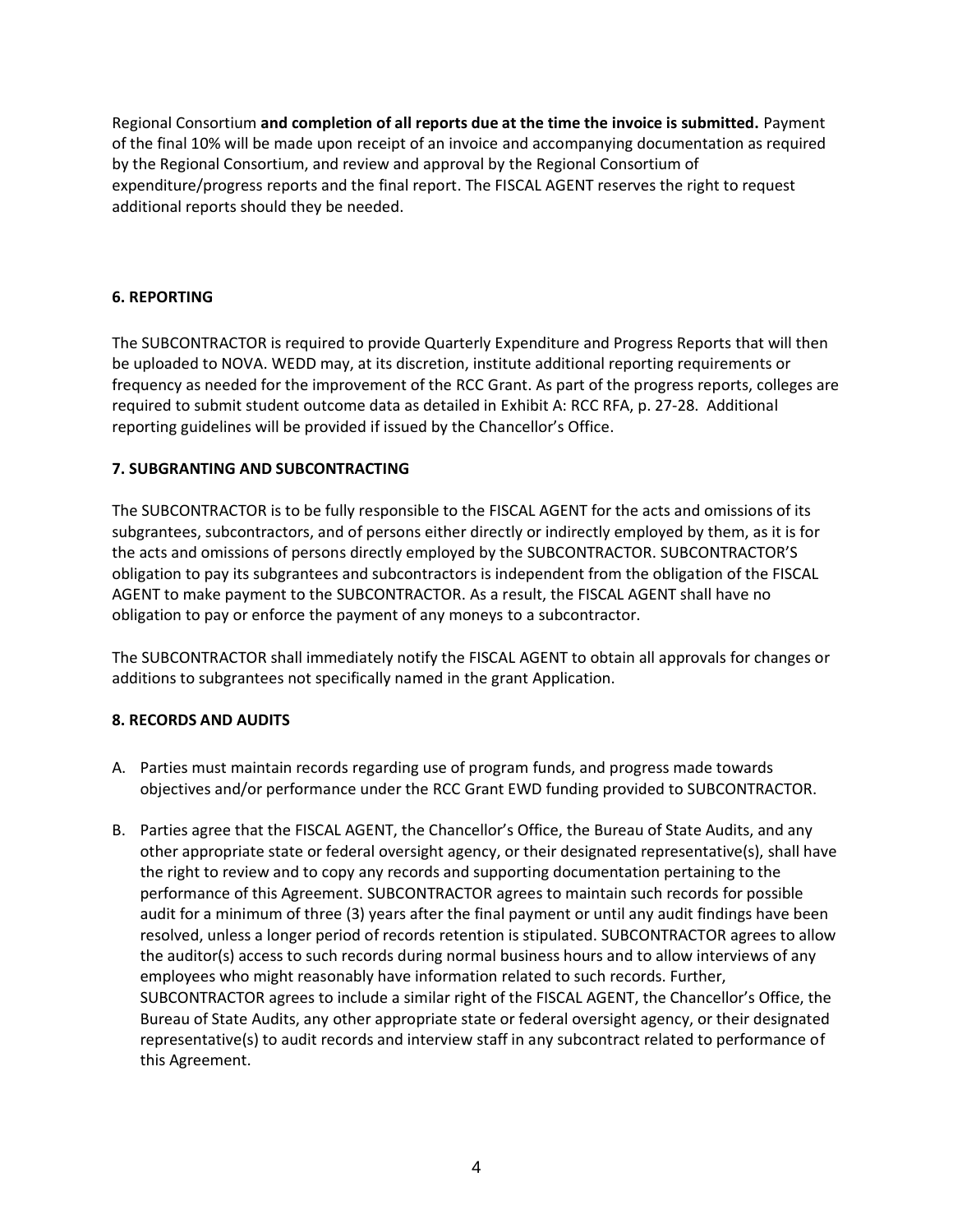Regional Consortium **and completion of all reports due at the time the invoice is submitted.** Payment of the final 10% will be made upon receipt of an invoice and accompanying documentation as required by the Regional Consortium, and review and approval by the Regional Consortium of expenditure/progress reports and the final report. The FISCAL AGENT reserves the right to request additional reports should they be needed.

### 6. REPORTING

The SUBCONTRACTOR is required to provide Quarterly Expenditure and Progress Reports that will then be uploaded to NOVA. WEDD may, at its discretion, institute additional reporting requirements or frequency as needed for the improvement of the RCC Grant. As part of the progress reports, colleges are required to submit student outcome data as detailed in Exhibit A: RCC RFA, p. 27-28. Additional reporting guidelines will be provided if issued by the Chancellor's Office.

### 7. SUBGRANTING AND SUBCONTRACTING

The SUBCONTRACTOR is to be fully responsible to the FISCAL AGENT for the acts and omissions of its subgrantees, subcontractors, and of persons either directly or indirectly employed by them, as it is for the acts and omissions of persons directly employed by the SUBCONTRACTOR. SUBCONTRACTOR'S obligation to pay its subgrantees and subcontractors is independent from the obligation of the FISCAL AGENT to make payment to the SUBCONTRACTOR. As a result, the FISCAL AGENT shall have no obligation to pay or enforce the payment of any moneys to a subcontractor.

The SUBCONTRACTOR shall immediately notify the FISCAL AGENT to obtain all approvals for changes or additions to subgrantees not specifically named in the grant Application.

### 8. RECORDS AND AUDITS

A. Parties must maintain records regarding use of program funds, and progress made towards objectives and/or performance under the RCC Grant EWD funding provided to SUBCONTRACTOR.

B. Parties agree that the FISCAL AGENT, the Chancellor's Office, the Bureau of State Audits, and any other appropriate state or federal oversight agency, or their designated representative(s), shall have the right to review and to copy any records and supporting documentation pertaining to the performance of this Agreement. SUBCONTRACTOR agrees to maintain such records for possible audit for a minimum of three (3) years after the final payment or until any audit findings have been resolved, unless a longer period of records retention is stipulated. SUBCONTRACTOR agrees to allow the auditor(s) access to such records during normal business hours and to allow interviews of any employees who might reasonably have information related to such records. Further, SUBCONTRACTOR agrees to include a similar right of the FISCAL AGENT, the Chancellor's Office, the Bureau of State Audits, any other appropriate state or federal oversight agency, or their designated representative(s) to audit records and interview staff in any subcontract related to performance of this Agreement.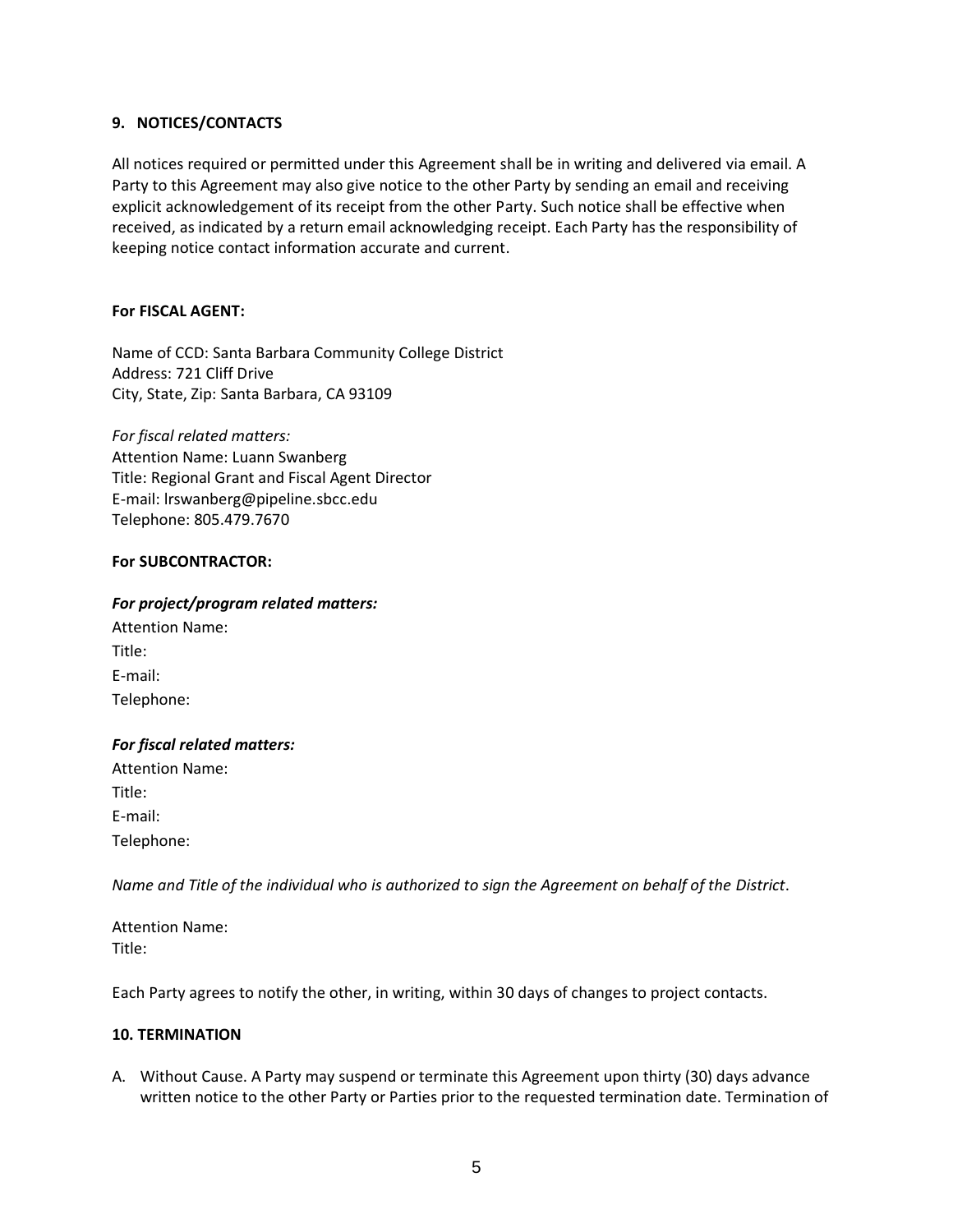### 9. NOTICES/CONTACTS

All notices required or permitted under this Agreement shall be in writing and delivered via email. A Party to this Agreement may also give notice to the other Party by sending an email and receiving explicit acknowledgement of its receipt from the other Party. Such notice shall be effective when received, as indicated by a return email acknowledging receipt. Each Party has the responsibility of keeping notice contact information accurate and current.

**For FISCAL AGENT:**

Name of CCD: Santa Barbara Community College District
Address: 721 Cliff Drive
City, State, Zip: Santa Barbara, CA 93109

*For fiscal related matters:*
Attention Name: Luann Swanberg
Title: Regional Grant and Fiscal Agent Director
E-mail: lrswanberg@pipeline.sbcc.edu
Telephone: 805.479.7670

**For SUBCONTRACTOR:**

***For project/program related matters:***
Attention Name:
Title:
E-mail:
Telephone:

***For fiscal related matters:***
Attention Name:
Title:
E-mail:
Telephone:

*Name and Title of the individual who is authorized to sign the Agreement on behalf of the District*.

Attention Name:
Title:

Each Party agrees to notify the other, in writing, within 30 days of changes to project contacts.

### 10. TERMINATION

A. Without Cause. A Party may suspend or terminate this Agreement upon thirty (30) days advance written notice to the other Party or Parties prior to the requested termination date. Termination of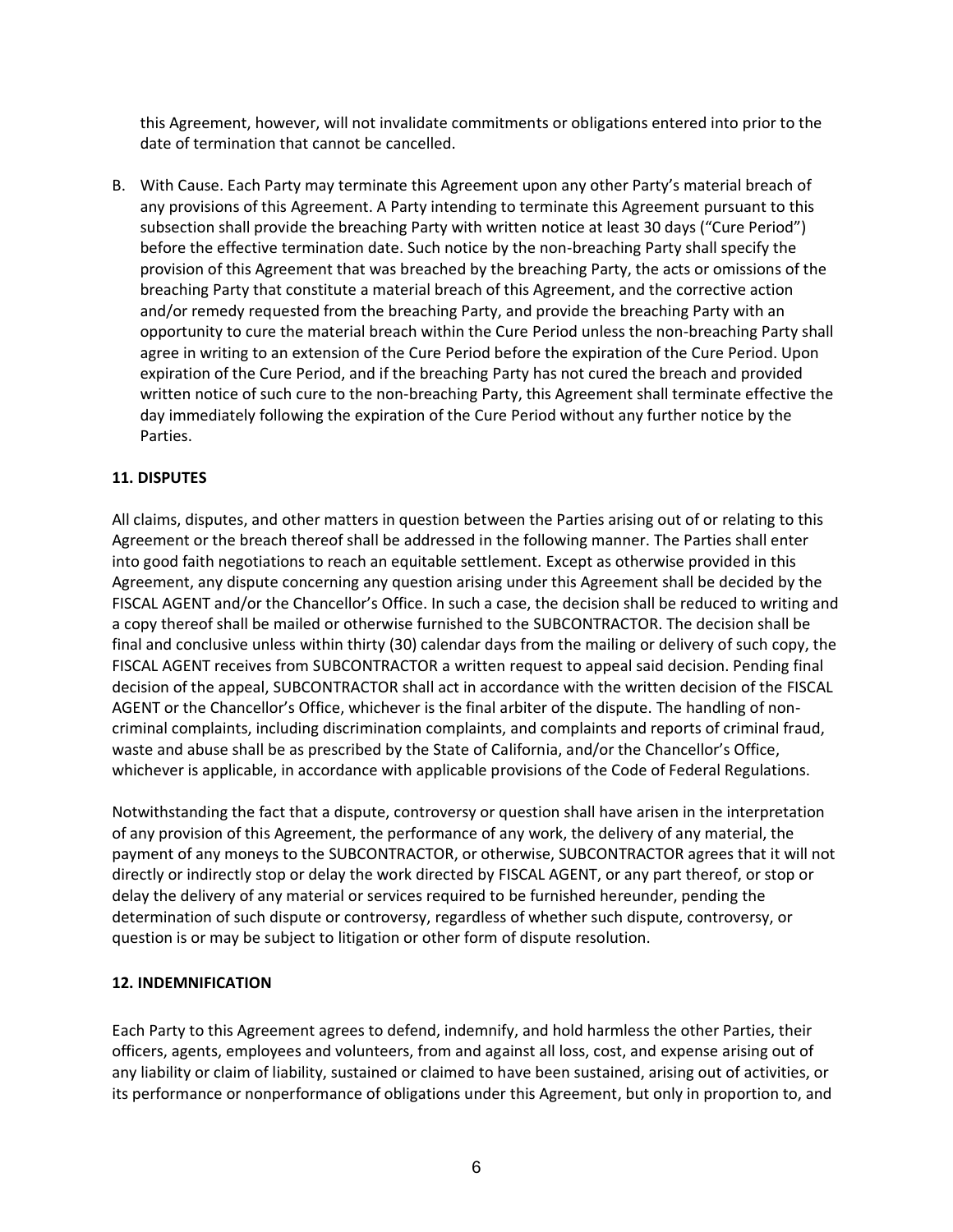this Agreement, however, will not invalidate commitments or obligations entered into prior to the date of termination that cannot be cancelled.

B. With Cause. Each Party may terminate this Agreement upon any other Party's material breach of any provisions of this Agreement. A Party intending to terminate this Agreement pursuant to this subsection shall provide the breaching Party with written notice at least 30 days ("Cure Period") before the effective termination date. Such notice by the non-breaching Party shall specify the provision of this Agreement that was breached by the breaching Party, the acts or omissions of the breaching Party that constitute a material breach of this Agreement, and the corrective action and/or remedy requested from the breaching Party, and provide the breaching Party with an opportunity to cure the material breach within the Cure Period unless the non-breaching Party shall agree in writing to an extension of the Cure Period before the expiration of the Cure Period. Upon expiration of the Cure Period, and if the breaching Party has not cured the breach and provided written notice of such cure to the non-breaching Party, this Agreement shall terminate effective the day immediately following the expiration of the Cure Period without any further notice by the Parties.

**11. DISPUTES**

All claims, disputes, and other matters in question between the Parties arising out of or relating to this Agreement or the breach thereof shall be addressed in the following manner. The Parties shall enter into good faith negotiations to reach an equitable settlement. Except as otherwise provided in this Agreement, any dispute concerning any question arising under this Agreement shall be decided by the FISCAL AGENT and/or the Chancellor's Office. In such a case, the decision shall be reduced to writing and a copy thereof shall be mailed or otherwise furnished to the SUBCONTRACTOR. The decision shall be final and conclusive unless within thirty (30) calendar days from the mailing or delivery of such copy, the FISCAL AGENT receives from SUBCONTRACTOR a written request to appeal said decision. Pending final decision of the appeal, SUBCONTRACTOR shall act in accordance with the written decision of the FISCAL AGENT or the Chancellor's Office, whichever is the final arbiter of the dispute. The handling of non-criminal complaints, including discrimination complaints, and complaints and reports of criminal fraud, waste and abuse shall be as prescribed by the State of California, and/or the Chancellor's Office, whichever is applicable, in accordance with applicable provisions of the Code of Federal Regulations.

Notwithstanding the fact that a dispute, controversy or question shall have arisen in the interpretation of any provision of this Agreement, the performance of any work, the delivery of any material, the payment of any moneys to the SUBCONTRACTOR, or otherwise, SUBCONTRACTOR agrees that it will not directly or indirectly stop or delay the work directed by FISCAL AGENT, or any part thereof, or stop or delay the delivery of any material or services required to be furnished hereunder, pending the determination of such dispute or controversy, regardless of whether such dispute, controversy, or question is or may be subject to litigation or other form of dispute resolution.

**12. INDEMNIFICATION**

Each Party to this Agreement agrees to defend, indemnify, and hold harmless the other Parties, their officers, agents, employees and volunteers, from and against all loss, cost, and expense arising out of any liability or claim of liability, sustained or claimed to have been sustained, arising out of activities, or its performance or nonperformance of obligations under this Agreement, but only in proportion to, and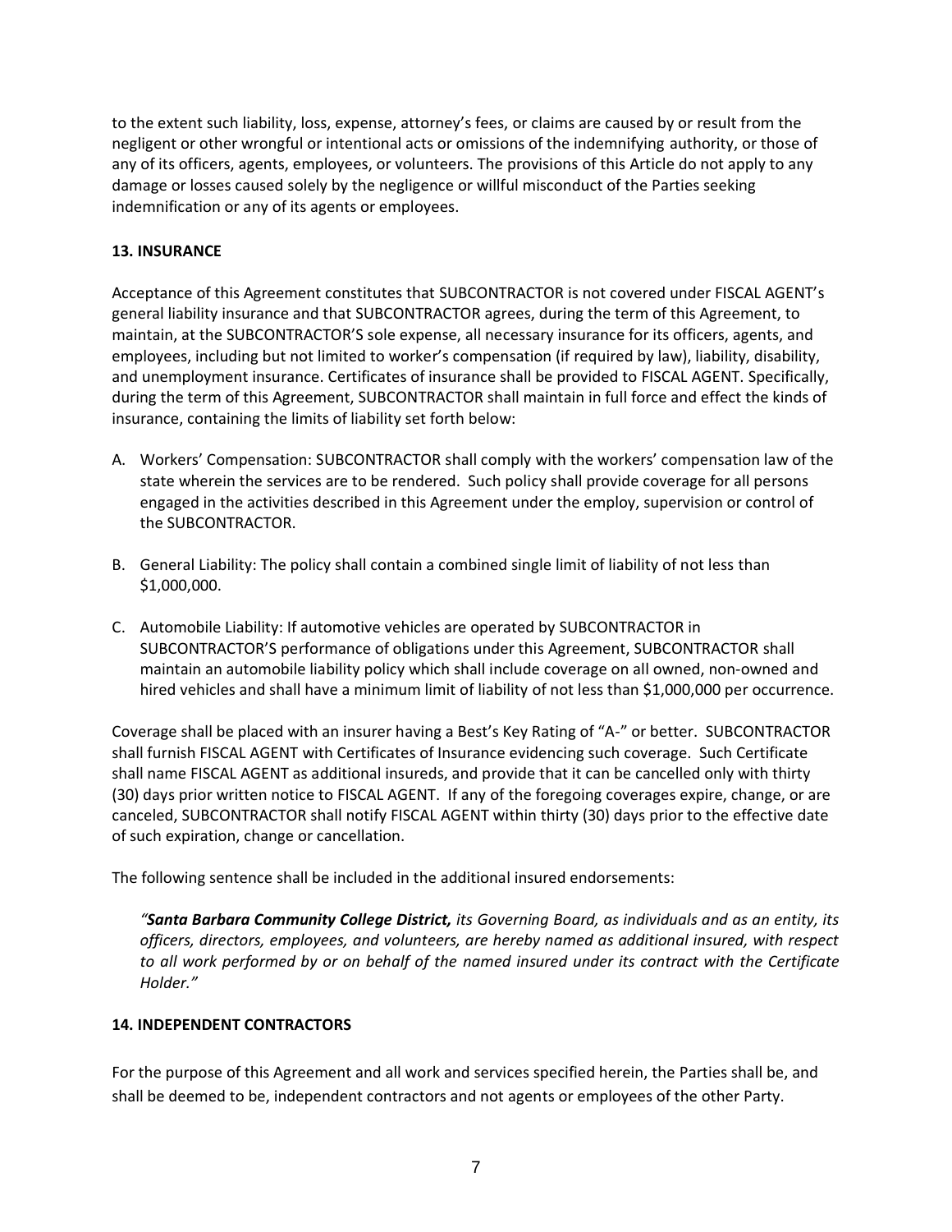to the extent such liability, loss, expense, attorney's fees, or claims are caused by or result from the negligent or other wrongful or intentional acts or omissions of the indemnifying authority, or those of any of its officers, agents, employees, or volunteers. The provisions of this Article do not apply to any damage or losses caused solely by the negligence or willful misconduct of the Parties seeking indemnification or any of its agents or employees.

**13. INSURANCE**

Acceptance of this Agreement constitutes that SUBCONTRACTOR is not covered under FISCAL AGENT's general liability insurance and that SUBCONTRACTOR agrees, during the term of this Agreement, to maintain, at the SUBCONTRACTOR'S sole expense, all necessary insurance for its officers, agents, and employees, including but not limited to worker's compensation (if required by law), liability, disability, and unemployment insurance. Certificates of insurance shall be provided to FISCAL AGENT. Specifically, during the term of this Agreement, SUBCONTRACTOR shall maintain in full force and effect the kinds of insurance, containing the limits of liability set forth below:

A. Workers' Compensation: SUBCONTRACTOR shall comply with the workers' compensation law of the state wherein the services are to be rendered. Such policy shall provide coverage for all persons engaged in the activities described in this Agreement under the employ, supervision or control of the SUBCONTRACTOR.

B. General Liability: The policy shall contain a combined single limit of liability of not less than $1,000,000.

C. Automobile Liability: If automotive vehicles are operated by SUBCONTRACTOR in SUBCONTRACTOR'S performance of obligations under this Agreement, SUBCONTRACTOR shall maintain an automobile liability policy which shall include coverage on all owned, non-owned and hired vehicles and shall have a minimum limit of liability of not less than $1,000,000 per occurrence.

Coverage shall be placed with an insurer having a Best's Key Rating of "A-" or better. SUBCONTRACTOR shall furnish FISCAL AGENT with Certificates of Insurance evidencing such coverage. Such Certificate shall name FISCAL AGENT as additional insureds, and provide that it can be cancelled only with thirty (30) days prior written notice to FISCAL AGENT. If any of the foregoing coverages expire, change, or are canceled, SUBCONTRACTOR shall notify FISCAL AGENT within thirty (30) days prior to the effective date of such expiration, change or cancellation.

The following sentence shall be included in the additional insured endorsements:

> *"**Santa Barbara Community College District,** its Governing Board, as individuals and as an entity, its officers, directors, employees, and volunteers, are hereby named as additional insured, with respect to all work performed by or on behalf of the named insured under its contract with the Certificate Holder."*

**14. INDEPENDENT CONTRACTORS**

For the purpose of this Agreement and all work and services specified herein, the Parties shall be, and shall be deemed to be, independent contractors and not agents or employees of the other Party.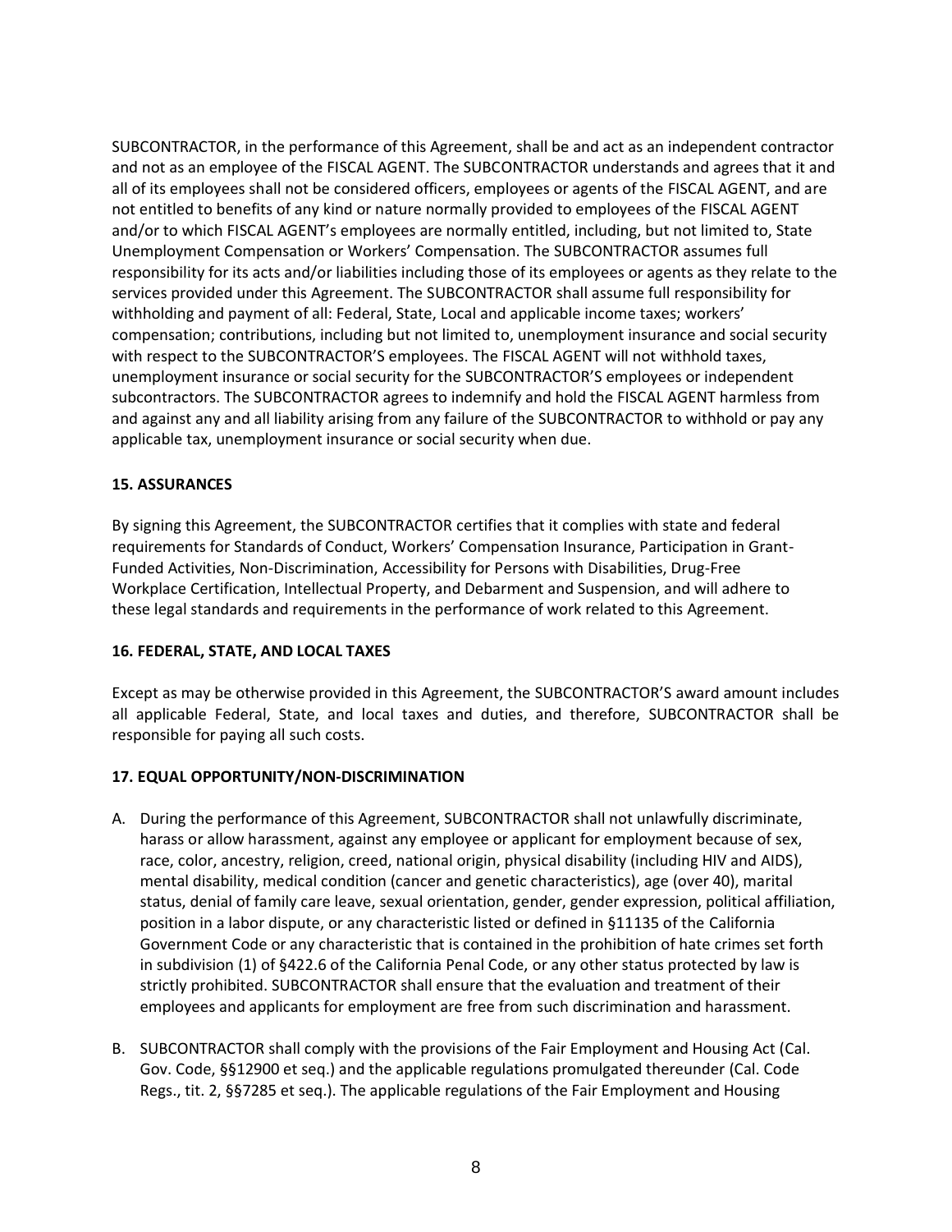SUBCONTRACTOR, in the performance of this Agreement, shall be and act as an independent contractor and not as an employee of the FISCAL AGENT. The SUBCONTRACTOR understands and agrees that it and all of its employees shall not be considered officers, employees or agents of the FISCAL AGENT, and are not entitled to benefits of any kind or nature normally provided to employees of the FISCAL AGENT and/or to which FISCAL AGENT's employees are normally entitled, including, but not limited to, State Unemployment Compensation or Workers' Compensation. The SUBCONTRACTOR assumes full responsibility for its acts and/or liabilities including those of its employees or agents as they relate to the services provided under this Agreement. The SUBCONTRACTOR shall assume full responsibility for withholding and payment of all: Federal, State, Local and applicable income taxes; workers' compensation; contributions, including but not limited to, unemployment insurance and social security with respect to the SUBCONTRACTOR'S employees. The FISCAL AGENT will not withhold taxes, unemployment insurance or social security for the SUBCONTRACTOR'S employees or independent subcontractors. The SUBCONTRACTOR agrees to indemnify and hold the FISCAL AGENT harmless from and against any and all liability arising from any failure of the SUBCONTRACTOR to withhold or pay any applicable tax, unemployment insurance or social security when due.

**15. ASSURANCES**

By signing this Agreement, the SUBCONTRACTOR certifies that it complies with state and federal requirements for Standards of Conduct, Workers' Compensation Insurance, Participation in Grant-Funded Activities, Non-Discrimination, Accessibility for Persons with Disabilities, Drug-Free Workplace Certification, Intellectual Property, and Debarment and Suspension, and will adhere to these legal standards and requirements in the performance of work related to this Agreement.

**16. FEDERAL, STATE, AND LOCAL TAXES**

Except as may be otherwise provided in this Agreement, the SUBCONTRACTOR'S award amount includes all applicable Federal, State, and local taxes and duties, and therefore, SUBCONTRACTOR shall be responsible for paying all such costs.

**17. EQUAL OPPORTUNITY/NON-DISCRIMINATION**

A. During the performance of this Agreement, SUBCONTRACTOR shall not unlawfully discriminate, harass or allow harassment, against any employee or applicant for employment because of sex, race, color, ancestry, religion, creed, national origin, physical disability (including HIV and AIDS), mental disability, medical condition (cancer and genetic characteristics), age (over 40), marital status, denial of family care leave, sexual orientation, gender, gender expression, political affiliation, position in a labor dispute, or any characteristic listed or defined in §11135 of the California Government Code or any characteristic that is contained in the prohibition of hate crimes set forth in subdivision (1) of §422.6 of the California Penal Code, or any other status protected by law is strictly prohibited. SUBCONTRACTOR shall ensure that the evaluation and treatment of their employees and applicants for employment are free from such discrimination and harassment.

B. SUBCONTRACTOR shall comply with the provisions of the Fair Employment and Housing Act (Cal. Gov. Code, §§12900 et seq.) and the applicable regulations promulgated thereunder (Cal. Code Regs., tit. 2, §§7285 et seq.). The applicable regulations of the Fair Employment and Housing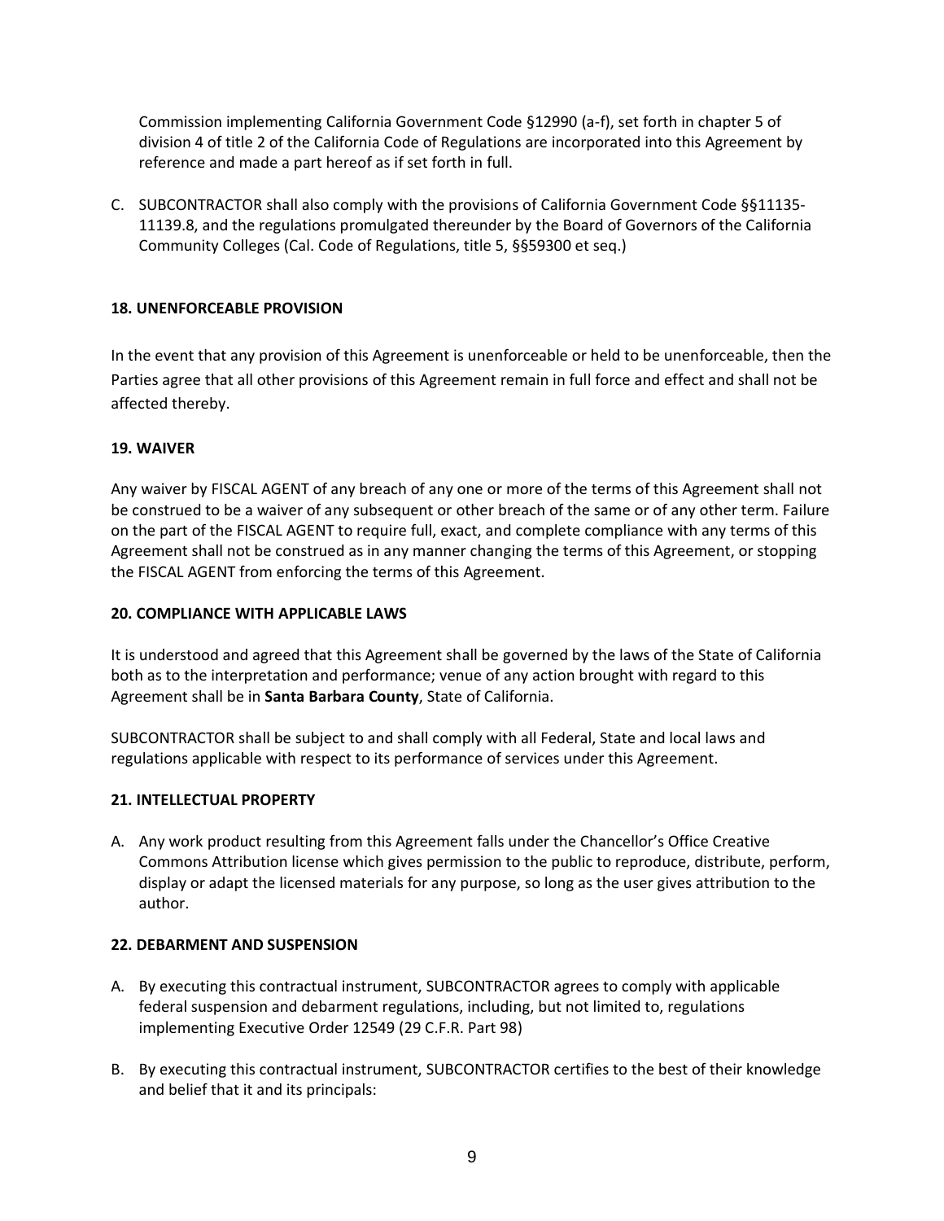Commission implementing California Government Code §12990 (a-f), set forth in chapter 5 of division 4 of title 2 of the California Code of Regulations are incorporated into this Agreement by reference and made a part hereof as if set forth in full.

C. SUBCONTRACTOR shall also comply with the provisions of California Government Code §§11135-11139.8, and the regulations promulgated thereunder by the Board of Governors of the California Community Colleges (Cal. Code of Regulations, title 5, §§59300 et seq.)

**18. UNENFORCEABLE PROVISION**

In the event that any provision of this Agreement is unenforceable or held to be unenforceable, then the Parties agree that all other provisions of this Agreement remain in full force and effect and shall not be affected thereby.

**19. WAIVER**

Any waiver by FISCAL AGENT of any breach of any one or more of the terms of this Agreement shall not be construed to be a waiver of any subsequent or other breach of the same or of any other term. Failure on the part of the FISCAL AGENT to require full, exact, and complete compliance with any terms of this Agreement shall not be construed as in any manner changing the terms of this Agreement, or stopping the FISCAL AGENT from enforcing the terms of this Agreement.

**20. COMPLIANCE WITH APPLICABLE LAWS**

It is understood and agreed that this Agreement shall be governed by the laws of the State of California both as to the interpretation and performance; venue of any action brought with regard to this Agreement shall be in **Santa Barbara County**, State of California.

SUBCONTRACTOR shall be subject to and shall comply with all Federal, State and local laws and regulations applicable with respect to its performance of services under this Agreement.

**21. INTELLECTUAL PROPERTY**

A. Any work product resulting from this Agreement falls under the Chancellor's Office Creative Commons Attribution license which gives permission to the public to reproduce, distribute, perform, display or adapt the licensed materials for any purpose, so long as the user gives attribution to the author.

**22. DEBARMENT AND SUSPENSION**

A. By executing this contractual instrument, SUBCONTRACTOR agrees to comply with applicable federal suspension and debarment regulations, including, but not limited to, regulations implementing Executive Order 12549 (29 C.F.R. Part 98)

B. By executing this contractual instrument, SUBCONTRACTOR certifies to the best of their knowledge and belief that it and its principals: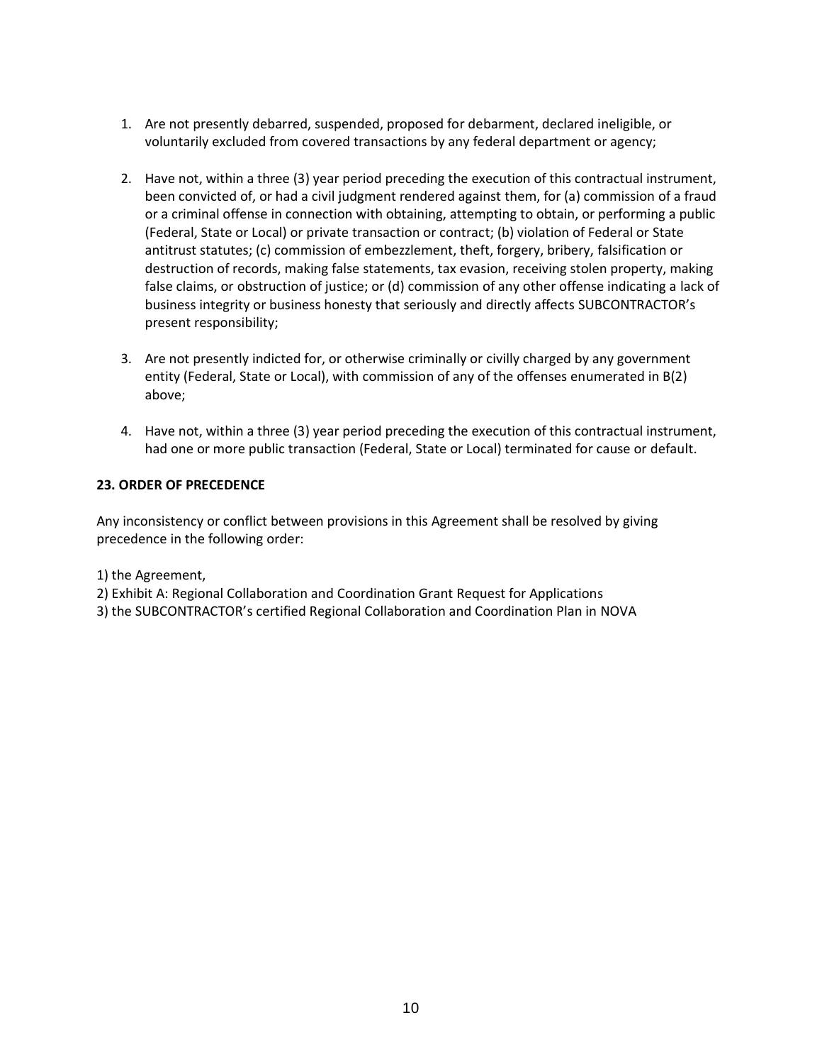1. Are not presently debarred, suspended, proposed for debarment, declared ineligible, or voluntarily excluded from covered transactions by any federal department or agency;

2. Have not, within a three (3) year period preceding the execution of this contractual instrument, been convicted of, or had a civil judgment rendered against them, for (a) commission of a fraud or a criminal offense in connection with obtaining, attempting to obtain, or performing a public (Federal, State or Local) or private transaction or contract; (b) violation of Federal or State antitrust statutes; (c) commission of embezzlement, theft, forgery, bribery, falsification or destruction of records, making false statements, tax evasion, receiving stolen property, making false claims, or obstruction of justice; or (d) commission of any other offense indicating a lack of business integrity or business honesty that seriously and directly affects SUBCONTRACTOR's present responsibility;

3. Are not presently indicted for, or otherwise criminally or civilly charged by any government entity (Federal, State or Local), with commission of any of the offenses enumerated in B(2) above;

4. Have not, within a three (3) year period preceding the execution of this contractual instrument, had one or more public transaction (Federal, State or Local) terminated for cause or default.

**23. ORDER OF PRECEDENCE**

Any inconsistency or conflict between provisions in this Agreement shall be resolved by giving precedence in the following order:

1) the Agreement,
2) Exhibit A: Regional Collaboration and Coordination Grant Request for Applications
3) the SUBCONTRACTOR's certified Regional Collaboration and Coordination Plan in NOVA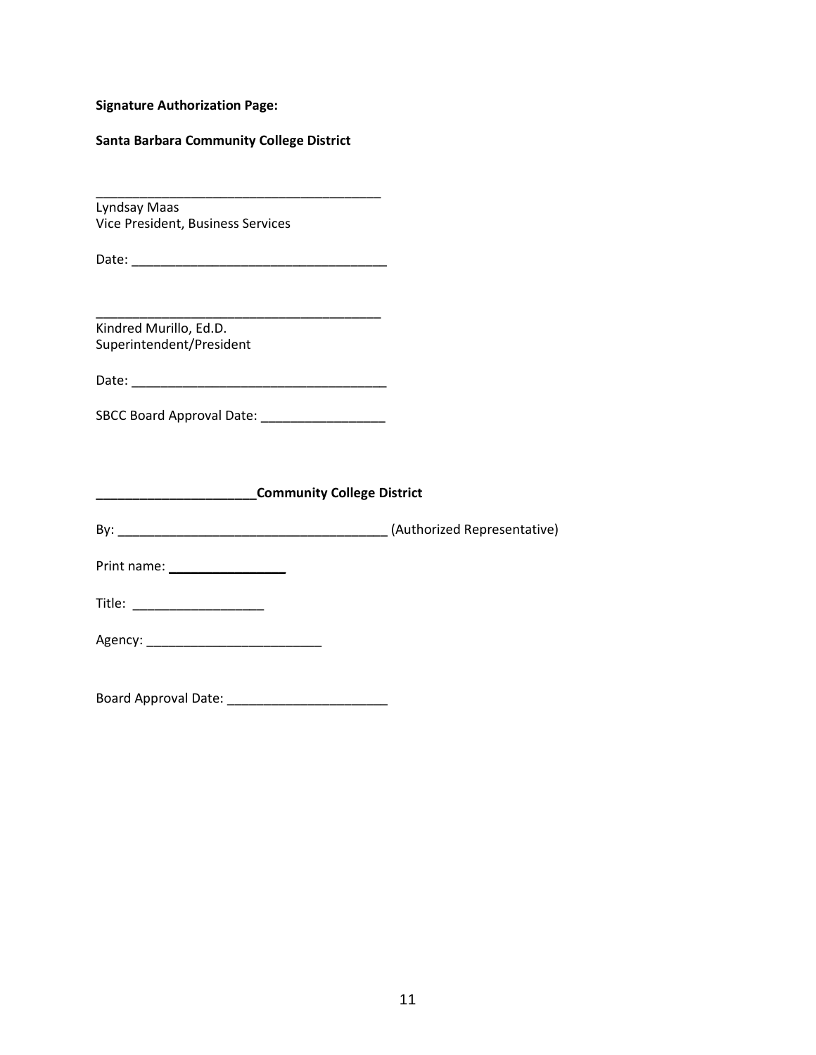**Signature Authorization Page:**

**Santa Barbara Community College District**

________________________________________
Lyndsay Maas
Vice President, Business Services

Date: ___________________________________

________________________________________
Kindred Murillo, Ed.D.
Superintendent/President

Date: ___________________________________

SBCC Board Approval Date: _________________

**______________________Community College District**

By: _____________________________________ (Authorized Representative)

Print name: ________________

Title: __________________

Agency: ________________________

Board Approval Date: ______________________